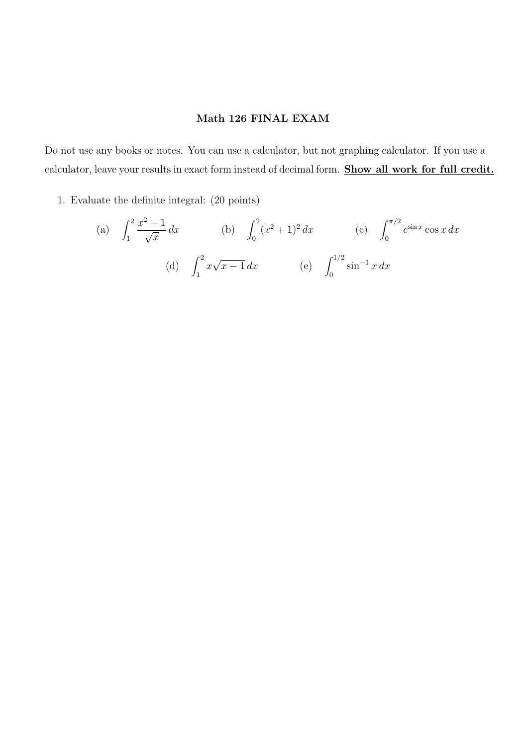## Math 126 FINAL EXAM

Do not use any books or notes. You can use a calculator, but not graphing calculator. If you use a calculator, leave your results in exact form instead of decimal form. **<u>Show all work for full credit.</u>**

1. Evaluate the definite integral: (20 points)

(a) $\displaystyle\int_1^2 \frac{x^2+1}{\sqrt{x}}\,dx$ (b) $\displaystyle\int_0^2 (x^2+1)^2\,dx$ (c) $\displaystyle\int_0^{\pi/2} e^{\sin x}\cos x\,dx$

(d) $\displaystyle\int_1^2 x\sqrt{x-1}\,dx$ (e) $\displaystyle\int_0^{1/2} \sin^{-1} x\,dx$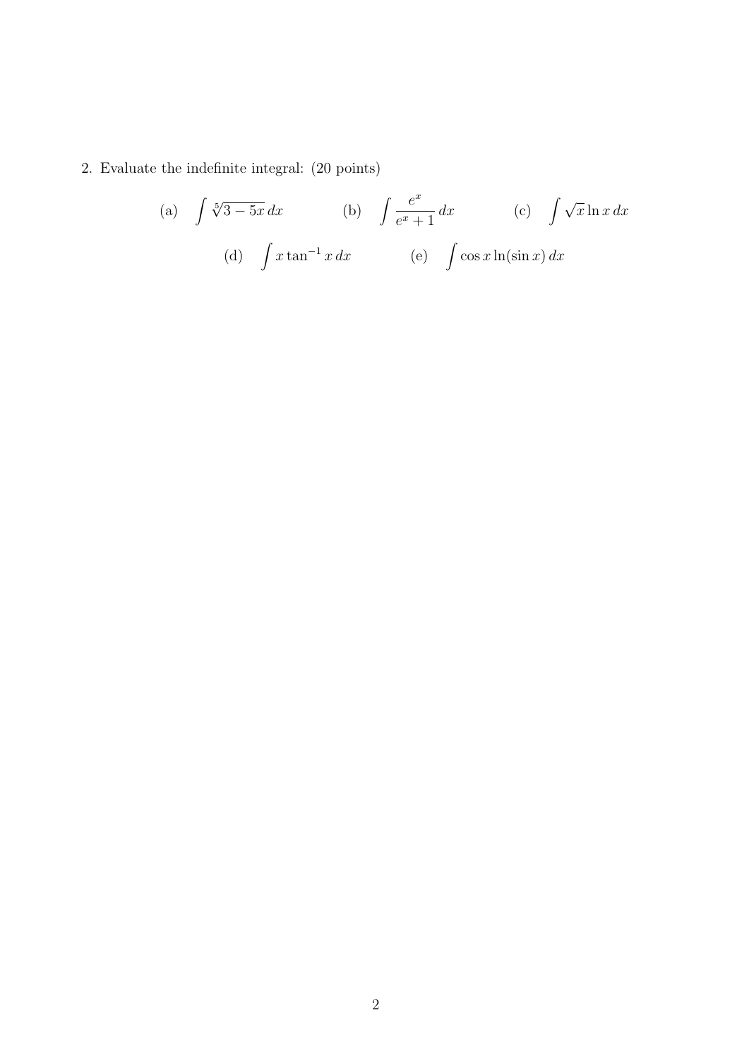2. Evaluate the indefinite integral: (20 points)

(a) $\displaystyle\int \sqrt[5]{3-5x}\,dx$ (b) $\displaystyle\int \frac{e^x}{e^x+1}\,dx$ (c) $\displaystyle\int \sqrt{x}\ln x\,dx$

(d) $\displaystyle\int x\tan^{-1} x\,dx$ (e) $\displaystyle\int \cos x\ln(\sin x)\,dx$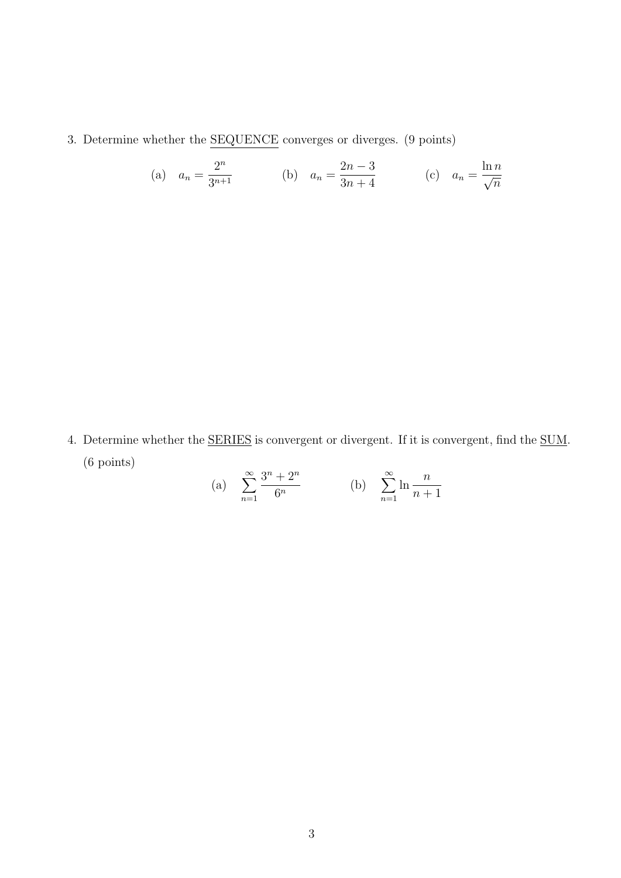3. Determine whether the <u>SEQUENCE</u> converges or diverges. (9 points)

$$\text{(a)} \quad a_n = \frac{2^n}{3^{n+1}} \qquad\qquad \text{(b)} \quad a_n = \frac{2n-3}{3n+4} \qquad\qquad \text{(c)} \quad a_n = \frac{\ln n}{\sqrt{n}}$$

4. Determine whether the <u>SERIES</u> is convergent or divergent. If it is convergent, find the <u>SUM</u>. (6 points)

$$\text{(a)} \quad \sum_{n=1}^{\infty} \frac{3^n + 2^n}{6^n} \qquad\qquad \text{(b)} \quad \sum_{n=1}^{\infty} \ln \frac{n}{n+1}$$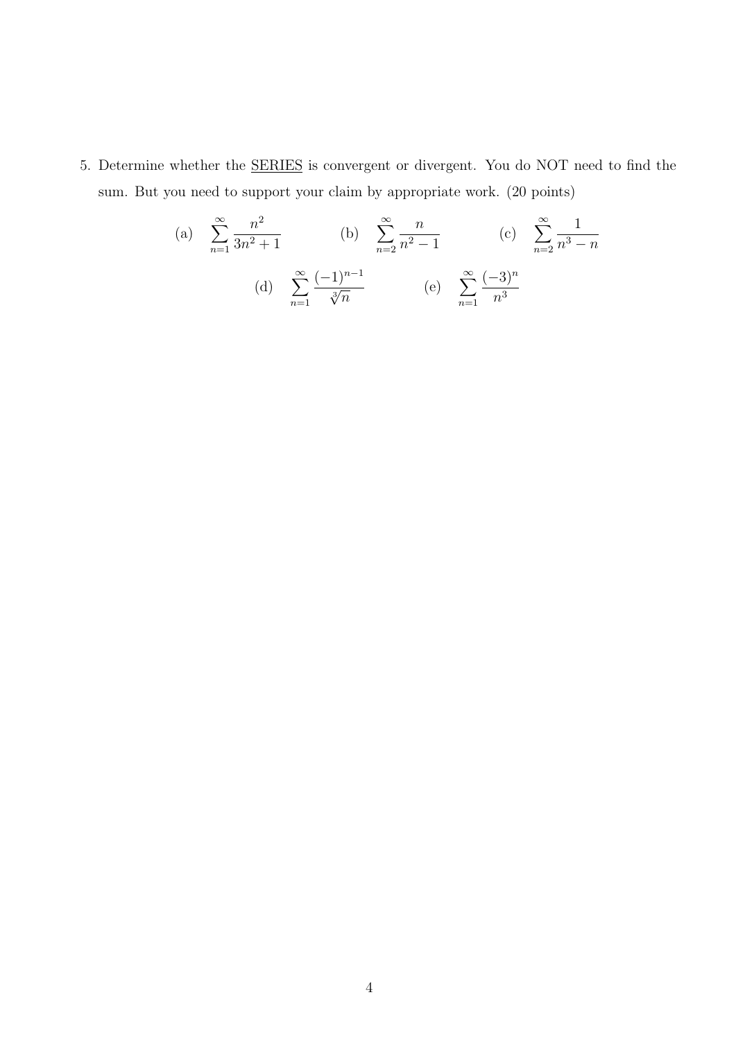5. Determine whether the <u>SERIES</u> is convergent or divergent. You do NOT need to find the sum. But you need to support your claim by appropriate work. (20 points)

(a) $\displaystyle\sum_{n=1}^{\infty} \frac{n^2}{3n^2+1}$ (b) $\displaystyle\sum_{n=2}^{\infty} \frac{n}{n^2-1}$ (c) $\displaystyle\sum_{n=2}^{\infty} \frac{1}{n^3-n}$

(d) $\displaystyle\sum_{n=1}^{\infty} \frac{(-1)^{n-1}}{\sqrt[3]{n}}$ (e) $\displaystyle\sum_{n=1}^{\infty} \frac{(-3)^n}{n^3}$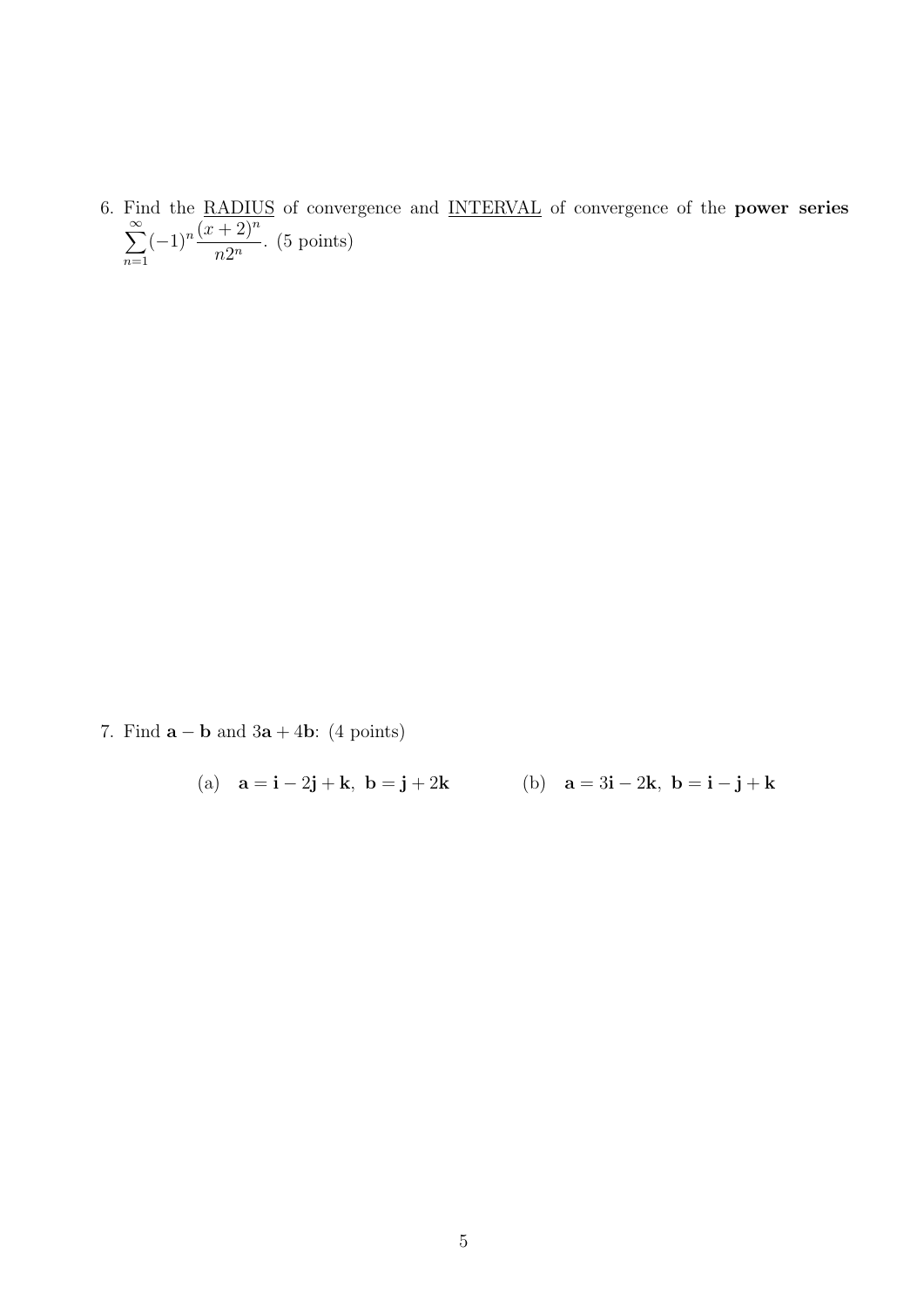6. Find the <u>RADIUS</u> of convergence and <u>INTERVAL</u> of convergence of the **power series** $\sum_{n=1}^{\infty}(-1)^n \frac{(x+2)^n}{n2^n}$. (5 points)

7. Find $\mathbf{a}-\mathbf{b}$ and $3\mathbf{a}+4\mathbf{b}$: (4 points)

(a) $\mathbf{a}=\mathbf{i}-2\mathbf{j}+\mathbf{k},\ \mathbf{b}=\mathbf{j}+2\mathbf{k}$

(b) $\mathbf{a}=3\mathbf{i}-2\mathbf{k},\ \mathbf{b}=\mathbf{i}-\mathbf{j}+\mathbf{k}$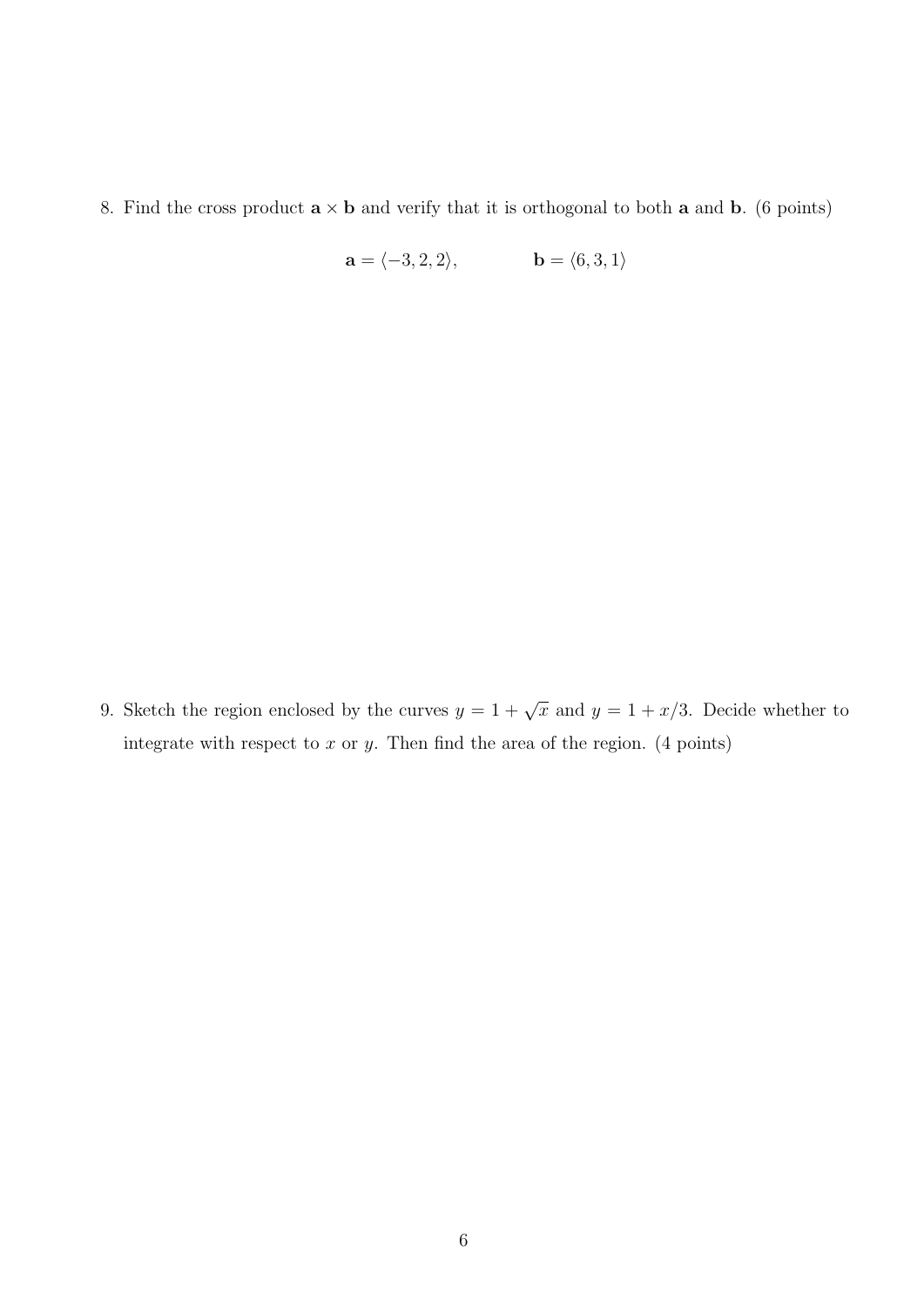8. Find the cross product $\mathbf{a} \times \mathbf{b}$ and verify that it is orthogonal to both $\mathbf{a}$ and $\mathbf{b}$. (6 points)

$$\mathbf{a} = \langle -3, 2, 2 \rangle, \qquad \mathbf{b} = \langle 6, 3, 1 \rangle$$

9. Sketch the region enclosed by the curves $y = 1 + \sqrt{x}$ and $y = 1 + x/3$. Decide whether to integrate with respect to $x$ or $y$. Then find the area of the region. (4 points)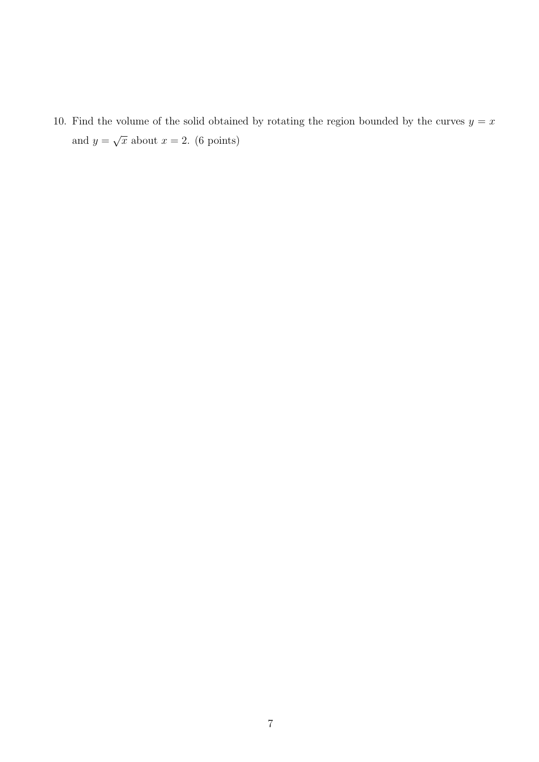10. Find the volume of the solid obtained by rotating the region bounded by the curves $y = x$ and $y = \sqrt{x}$ about $x = 2$. (6 points)